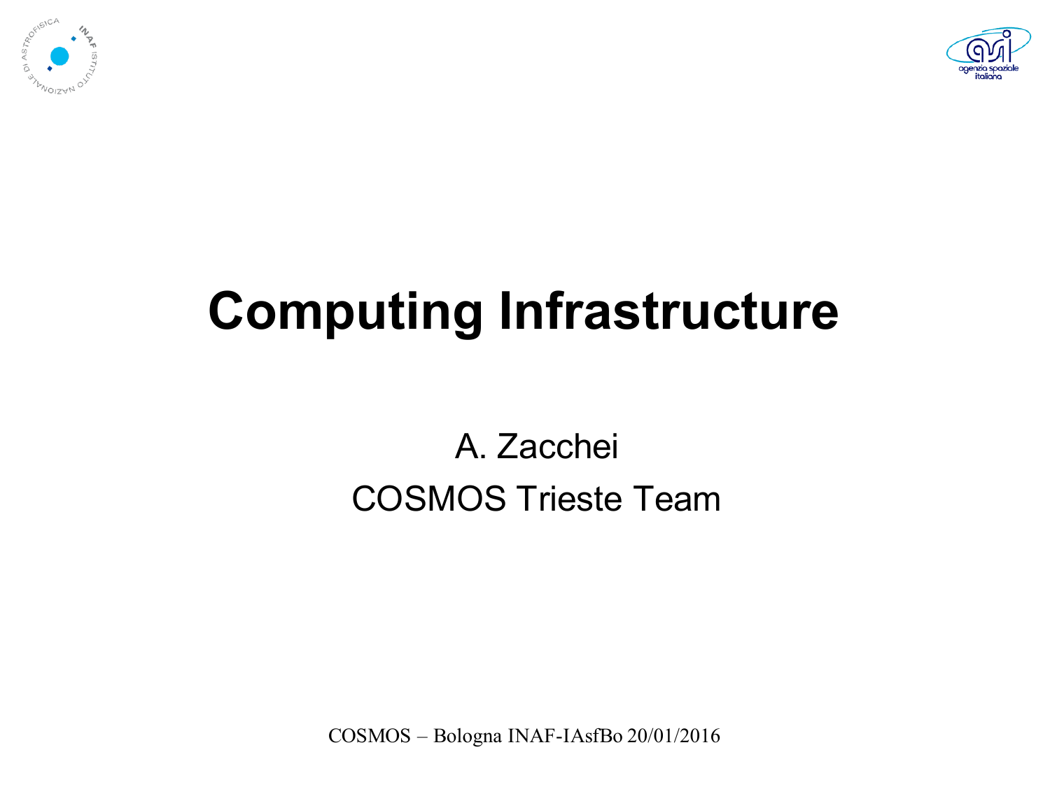# Computing Infrastructure

A. Zacchei

COSMOS Trieste Team

COSMOS – Bologna INAF-IAsfBo 20/01/2016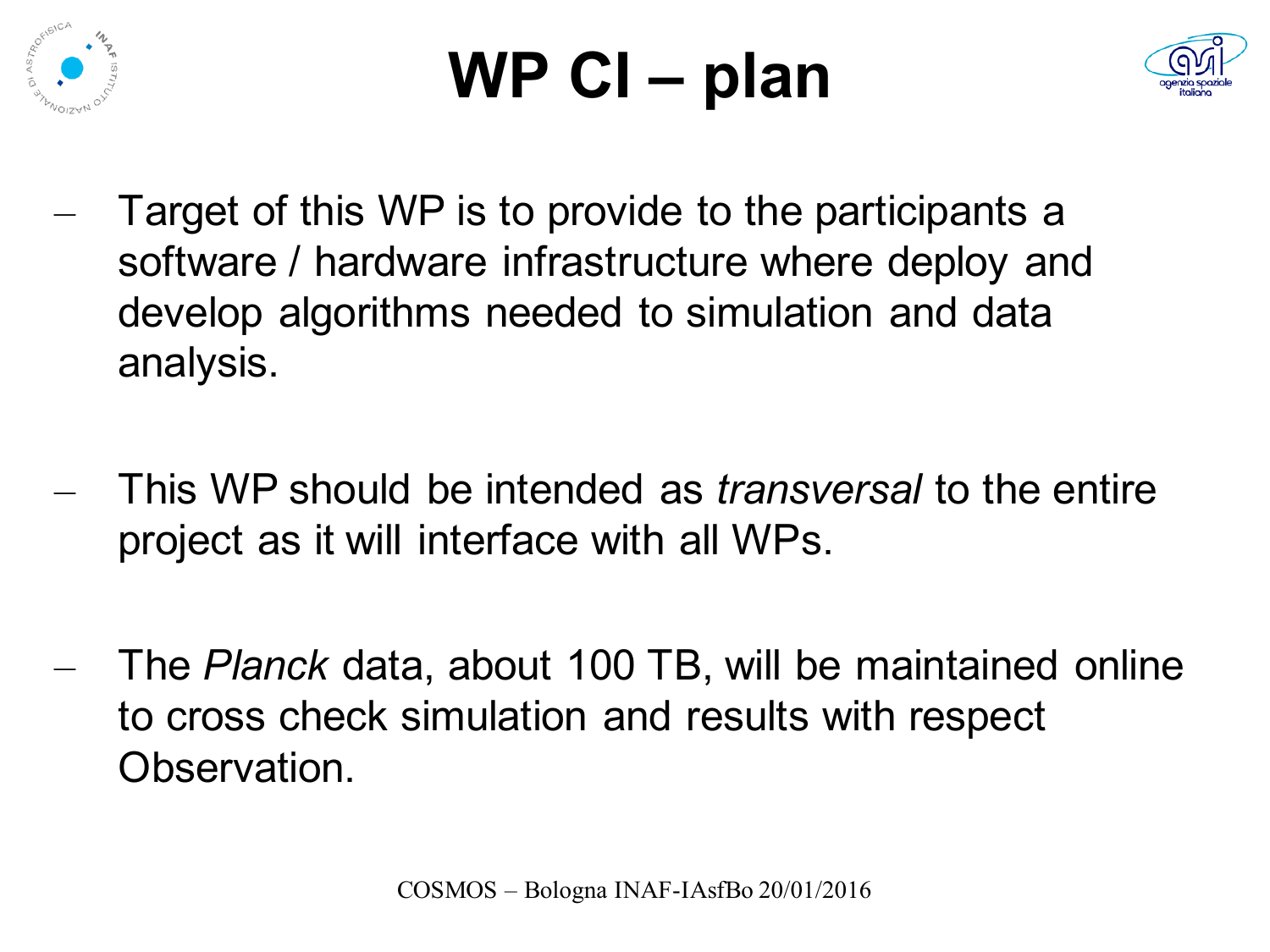# WP CI – plan

- Target of this WP is to provide to the participants a software / hardware infrastructure where deploy and develop algorithms needed to simulation and data analysis.

- This WP should be intended as *transversal* to the entire project as it will interface with all WPs.

- The *Planck* data, about 100 TB, will be maintained online to cross check simulation and results with respect Observation.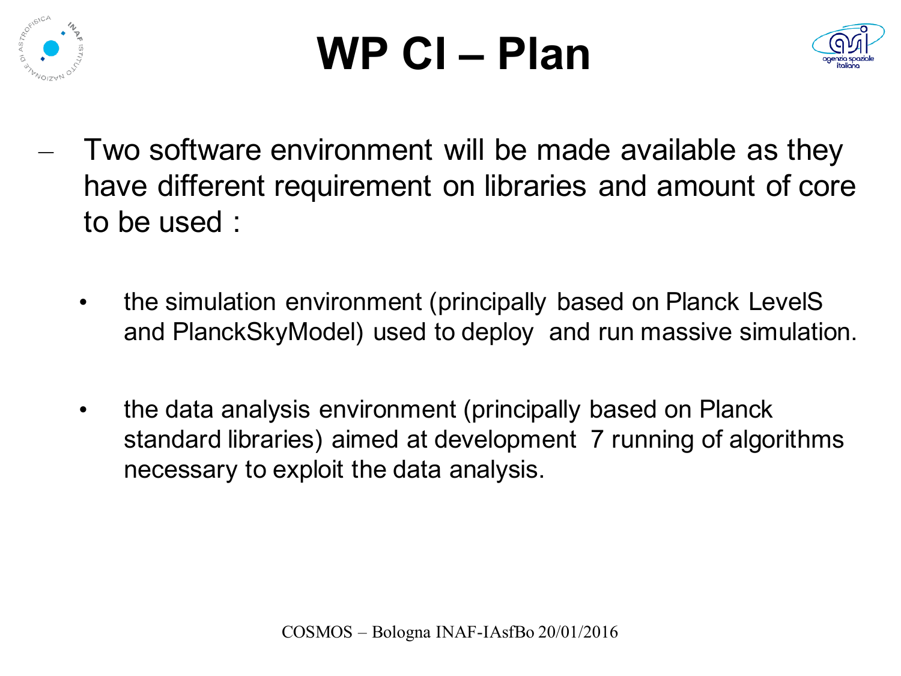# WP CI – Plan

- Two software environment will be made available as they have different requirement on libraries and amount of core to be used :

  - the simulation environment (principally based on Planck LevelS and PlanckSkyModel) used to deploy and run massive simulation.

  - the data analysis environment (principally based on Planck standard libraries) aimed at development 7 running of algorithms necessary to exploit the data analysis.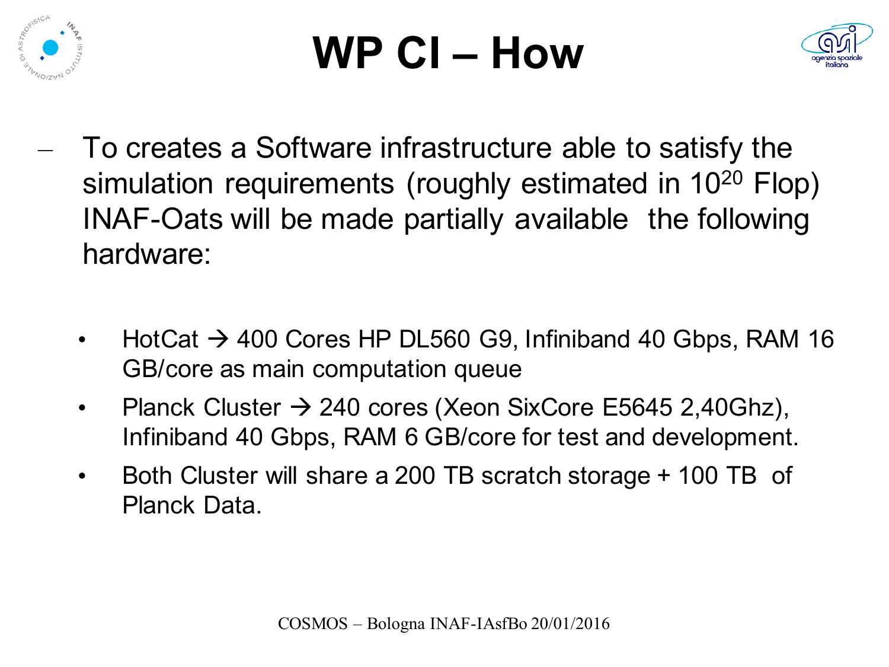# WP CI – How

- To creates a Software infrastructure able to satisfy the simulation requirements (roughly estimated in $10^{20}$ Flop) INAF-Oats will be made partially available the following hardware:

  - HotCat → 400 Cores HP DL560 G9, Infiniband 40 Gbps, RAM 16 GB/core as main computation queue
  - Planck Cluster → 240 cores (Xeon SixCore E5645 2,40Ghz), Infiniband 40 Gbps, RAM 6 GB/core for test and development.
  - Both Cluster will share a 200 TB scratch storage + 100 TB of Planck Data.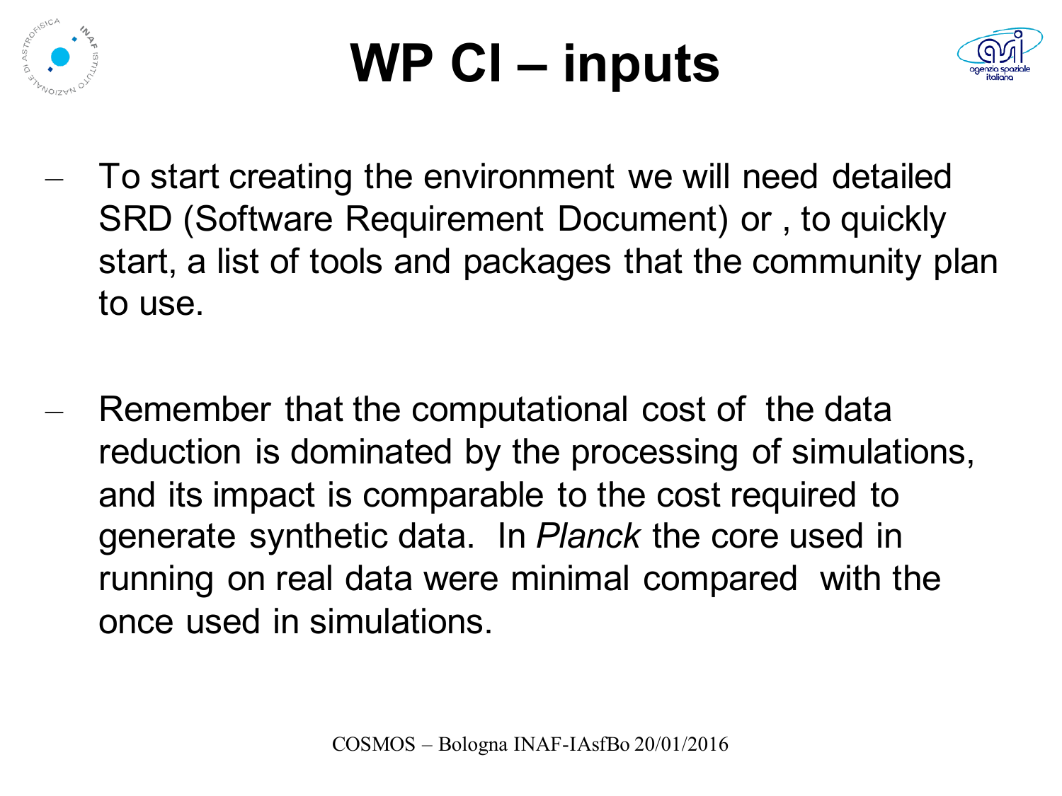# WP CI – inputs

- To start creating the environment we will need detailed SRD (Software Requirement Document) or , to quickly start, a list of tools and packages that the community plan to use.

- Remember that the computational cost of the data reduction is dominated by the processing of simulations, and its impact is comparable to the cost required to generate synthetic data. In *Planck* the core used in running on real data were minimal compared with the once used in simulations.